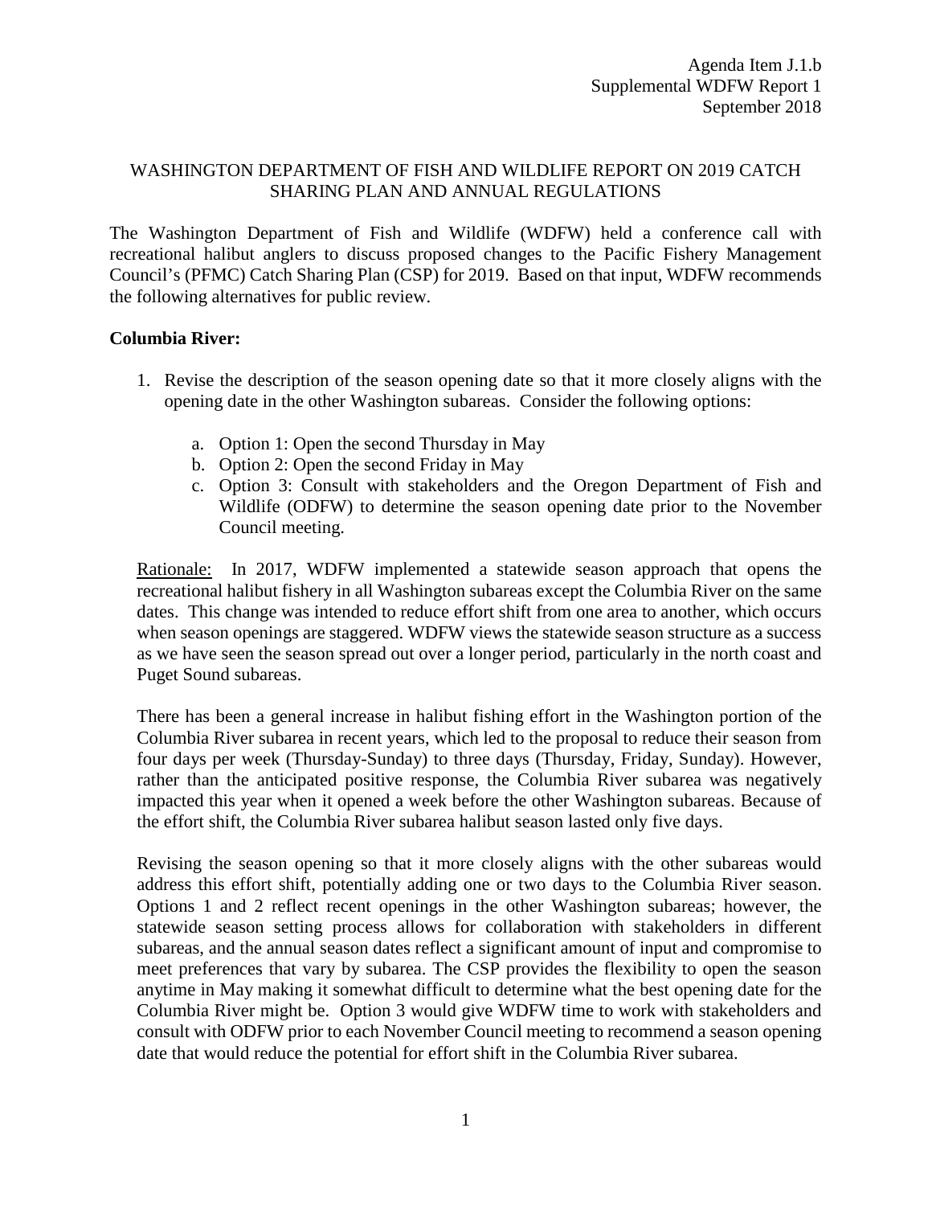Agenda Item J.1.b
Supplemental WDFW Report 1
September 2018

# WASHINGTON DEPARTMENT OF FISH AND WILDLIFE REPORT ON 2019 CATCH SHARING PLAN AND ANNUAL REGULATIONS

The Washington Department of Fish and Wildlife (WDFW) held a conference call with recreational halibut anglers to discuss proposed changes to the Pacific Fishery Management Council's (PFMC) Catch Sharing Plan (CSP) for 2019. Based on that input, WDFW recommends the following alternatives for public review.

**Columbia River:**

1. Revise the description of the season opening date so that it more closely aligns with the opening date in the other Washington subareas. Consider the following options:

   a. Option 1: Open the second Thursday in May
   b. Option 2: Open the second Friday in May
   c. Option 3: Consult with stakeholders and the Oregon Department of Fish and Wildlife (ODFW) to determine the season opening date prior to the November Council meeting.

   Rationale: In 2017, WDFW implemented a statewide season approach that opens the recreational halibut fishery in all Washington subareas except the Columbia River on the same dates. This change was intended to reduce effort shift from one area to another, which occurs when season openings are staggered. WDFW views the statewide season structure as a success as we have seen the season spread out over a longer period, particularly in the north coast and Puget Sound subareas.

   There has been a general increase in halibut fishing effort in the Washington portion of the Columbia River subarea in recent years, which led to the proposal to reduce their season from four days per week (Thursday-Sunday) to three days (Thursday, Friday, Sunday). However, rather than the anticipated positive response, the Columbia River subarea was negatively impacted this year when it opened a week before the other Washington subareas. Because of the effort shift, the Columbia River subarea halibut season lasted only five days.

   Revising the season opening so that it more closely aligns with the other subareas would address this effort shift, potentially adding one or two days to the Columbia River season. Options 1 and 2 reflect recent openings in the other Washington subareas; however, the statewide season setting process allows for collaboration with stakeholders in different subareas, and the annual season dates reflect a significant amount of input and compromise to meet preferences that vary by subarea. The CSP provides the flexibility to open the season anytime in May making it somewhat difficult to determine what the best opening date for the Columbia River might be. Option 3 would give WDFW time to work with stakeholders and consult with ODFW prior to each November Council meeting to recommend a season opening date that would reduce the potential for effort shift in the Columbia River subarea.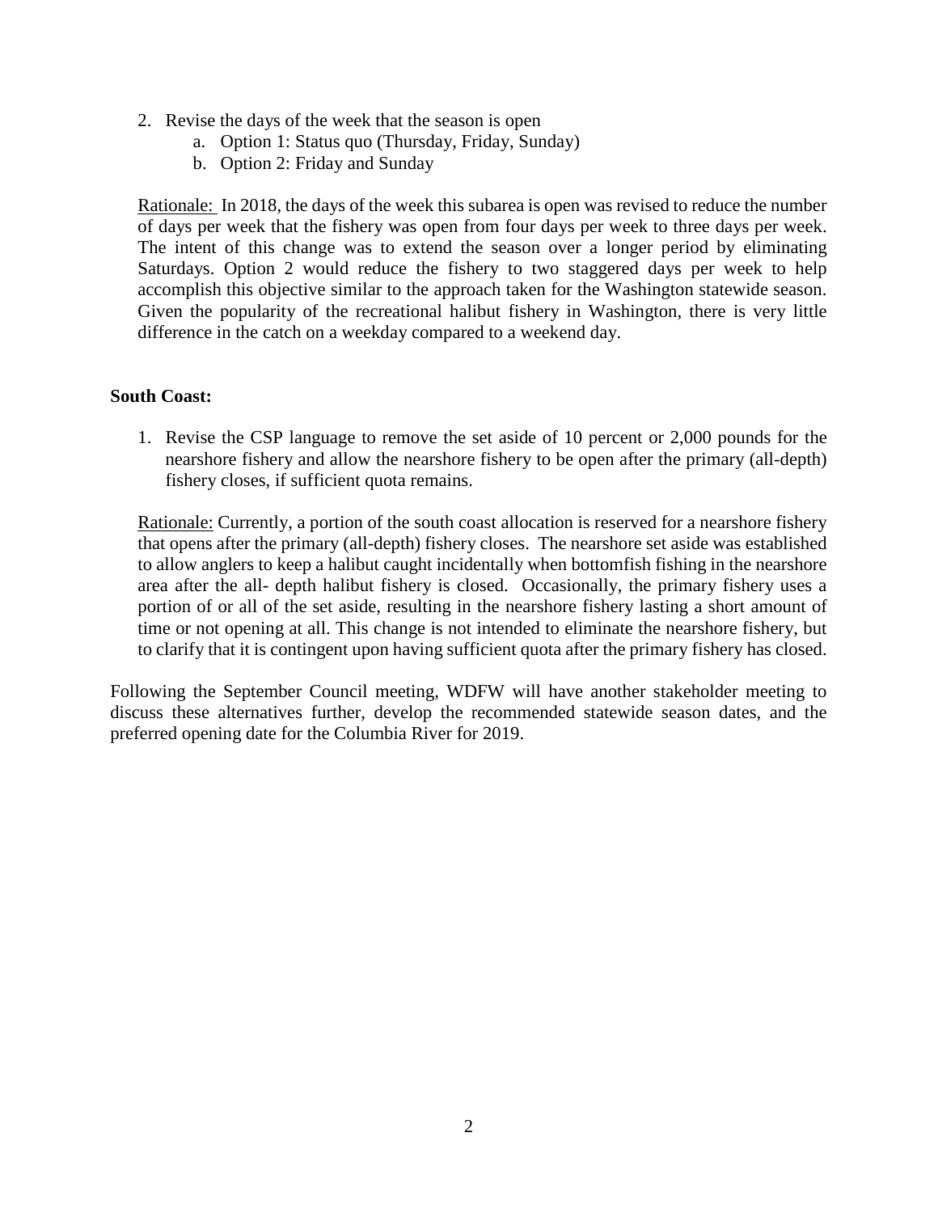2. Revise the days of the week that the season is open
    a. Option 1: Status quo (Thursday, Friday, Sunday)
    b. Option 2: Friday and Sunday

Rationale: In 2018, the days of the week this subarea is open was revised to reduce the number of days per week that the fishery was open from four days per week to three days per week. The intent of this change was to extend the season over a longer period by eliminating Saturdays. Option 2 would reduce the fishery to two staggered days per week to help accomplish this objective similar to the approach taken for the Washington statewide season. Given the popularity of the recreational halibut fishery in Washington, there is very little difference in the catch on a weekday compared to a weekend day.

**South Coast:**

1. Revise the CSP language to remove the set aside of 10 percent or 2,000 pounds for the nearshore fishery and allow the nearshore fishery to be open after the primary (all-depth) fishery closes, if sufficient quota remains.

Rationale: Currently, a portion of the south coast allocation is reserved for a nearshore fishery that opens after the primary (all-depth) fishery closes. The nearshore set aside was established to allow anglers to keep a halibut caught incidentally when bottomfish fishing in the nearshore area after the all- depth halibut fishery is closed. Occasionally, the primary fishery uses a portion of or all of the set aside, resulting in the nearshore fishery lasting a short amount of time or not opening at all. This change is not intended to eliminate the nearshore fishery, but to clarify that it is contingent upon having sufficient quota after the primary fishery has closed.

Following the September Council meeting, WDFW will have another stakeholder meeting to discuss these alternatives further, develop the recommended statewide season dates, and the preferred opening date for the Columbia River for 2019.